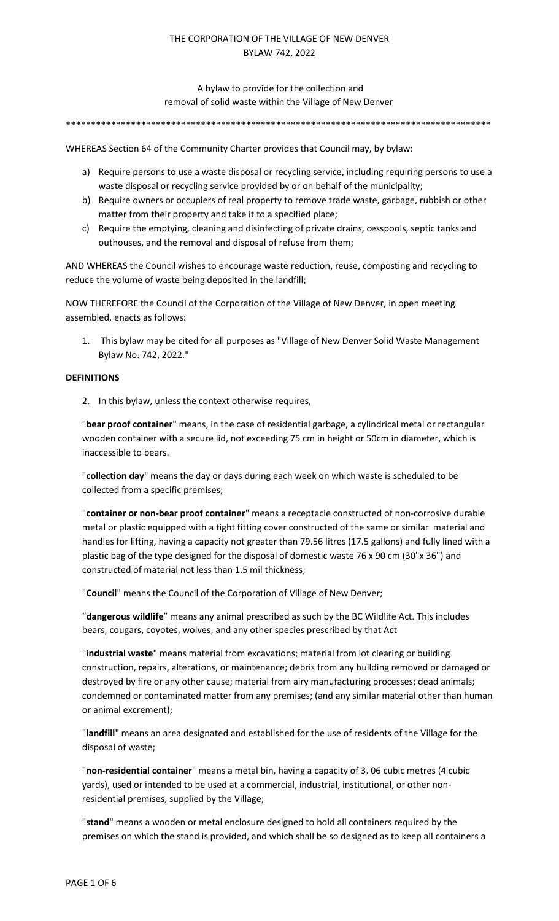THE CORPORATION OF THE VILLAGE OF NEW DENVER
BYLAW 742, 2022

A bylaw to provide for the collection and
removal of solid waste within the Village of New Denver

\*\*\*\*\*\*\*\*\*\*\*\*\*\*\*\*\*\*\*\*\*\*\*\*\*\*\*\*\*\*\*\*\*\*\*\*\*\*\*\*\*\*\*\*\*\*\*\*\*\*\*\*\*\*\*\*\*\*\*\*\*\*\*\*\*\*\*\*\*\*\*\*\*\*\*\*\*\*\*\*\*\*\*\*\*\*\*\*

WHEREAS Section 64 of the Community Charter provides that Council may, by bylaw:

a) Require persons to use a waste disposal or recycling service, including requiring persons to use a waste disposal or recycling service provided by or on behalf of the municipality;
b) Require owners or occupiers of real property to remove trade waste, garbage, rubbish or other matter from their property and take it to a specified place;
c) Require the emptying, cleaning and disinfecting of private drains, cesspools, septic tanks and outhouses, and the removal and disposal of refuse from them;

AND WHEREAS the Council wishes to encourage waste reduction, reuse, composting and recycling to reduce the volume of waste being deposited in the landfill;

NOW THEREFORE the Council of the Corporation of the Village of New Denver, in open meeting assembled, enacts as follows:

1. This bylaw may be cited for all purposes as "Village of New Denver Solid Waste Management Bylaw No. 742, 2022."

**DEFINITIONS**

2. In this bylaw, unless the context otherwise requires,

"**bear proof container**" means, in the case of residential garbage, a cylindrical metal or rectangular wooden container with a secure lid, not exceeding 75 cm in height or 50cm in diameter, which is inaccessible to bears.

"**collection day**" means the day or days during each week on which waste is scheduled to be collected from a specific premises;

"**container or non-bear proof container**" means a receptacle constructed of non-corrosive durable metal or plastic equipped with a tight fitting cover constructed of the same or similar material and handles for lifting, having a capacity not greater than 79.56 litres (17.5 gallons) and fully lined with a plastic bag of the type designed for the disposal of domestic waste 76 x 90 cm (30"x 36") and constructed of material not less than 1.5 mil thickness;

"**Council**" means the Council of the Corporation of Village of New Denver;

"**dangerous wildlife**" means any animal prescribed as such by the BC Wildlife Act. This includes bears, cougars, coyotes, wolves, and any other species prescribed by that Act

"**industrial waste**" means material from excavations; material from lot clearing or building construction, repairs, alterations, or maintenance; debris from any building removed or damaged or destroyed by fire or any other cause; material from airy manufacturing processes; dead animals; condemned or contaminated matter from any premises; (and any similar material other than human or animal excrement);

"**landfill**" means an area designated and established for the use of residents of the Village for the disposal of waste;

"**non-residential container**" means a metal bin, having a capacity of 3. 06 cubic metres (4 cubic yards), used or intended to be used at a commercial, industrial, institutional, or other non-residential premises, supplied by the Village;

"**stand**" means a wooden or metal enclosure designed to hold all containers required by the premises on which the stand is provided, and which shall be so designed as to keep all containers a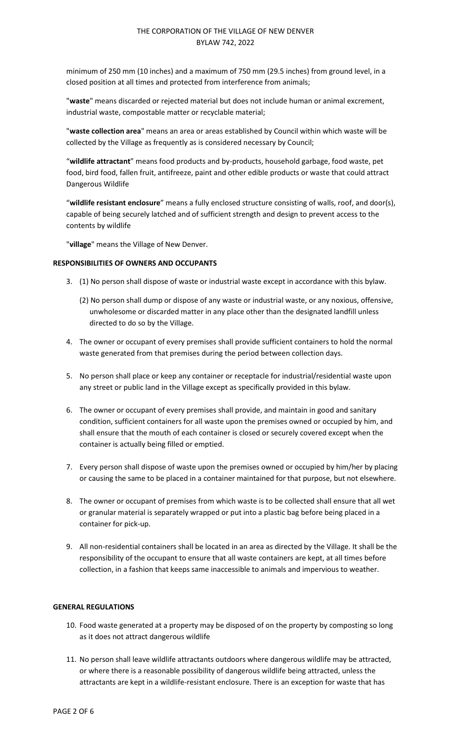minimum of 250 mm (10 inches) and a maximum of 750 mm (29.5 inches) from ground level, in a closed position at all times and protected from interference from animals;

"**waste**" means discarded or rejected material but does not include human or animal excrement, industrial waste, compostable matter or recyclable material;

"**waste collection area**" means an area or areas established by Council within which waste will be collected by the Village as frequently as is considered necessary by Council;

"**wildlife attractant**" means food products and by-products, household garbage, food waste, pet food, bird food, fallen fruit, antifreeze, paint and other edible products or waste that could attract Dangerous Wildlife

"**wildlife resistant enclosure**" means a fully enclosed structure consisting of walls, roof, and door(s), capable of being securely latched and of sufficient strength and design to prevent access to the contents by wildlife

"**village**" means the Village of New Denver.

**RESPONSIBILITIES OF OWNERS AND OCCUPANTS**

3. (1) No person shall dispose of waste or industrial waste except in accordance with this bylaw.

   (2) No person shall dump or dispose of any waste or industrial waste, or any noxious, offensive, unwholesome or discarded matter in any place other than the designated landfill unless directed to do so by the Village.

4. The owner or occupant of every premises shall provide sufficient containers to hold the normal waste generated from that premises during the period between collection days.

5. No person shall place or keep any container or receptacle for industrial/residential waste upon any street or public land in the Village except as specifically provided in this bylaw.

6. The owner or occupant of every premises shall provide, and maintain in good and sanitary condition, sufficient containers for all waste upon the premises owned or occupied by him, and shall ensure that the mouth of each container is closed or securely covered except when the container is actually being filled or emptied.

7. Every person shall dispose of waste upon the premises owned or occupied by him/her by placing or causing the same to be placed in a container maintained for that purpose, but not elsewhere.

8. The owner or occupant of premises from which waste is to be collected shall ensure that all wet or granular material is separately wrapped or put into a plastic bag before being placed in a container for pick-up.

9. All non-residential containers shall be located in an area as directed by the Village. It shall be the responsibility of the occupant to ensure that all waste containers are kept, at all times before collection, in a fashion that keeps same inaccessible to animals and impervious to weather.

**GENERAL REGULATIONS**

10. Food waste generated at a property may be disposed of on the property by composting so long as it does not attract dangerous wildlife

11. No person shall leave wildlife attractants outdoors where dangerous wildlife may be attracted, or where there is a reasonable possibility of dangerous wildlife being attracted, unless the attractants are kept in a wildlife-resistant enclosure. There is an exception for waste that has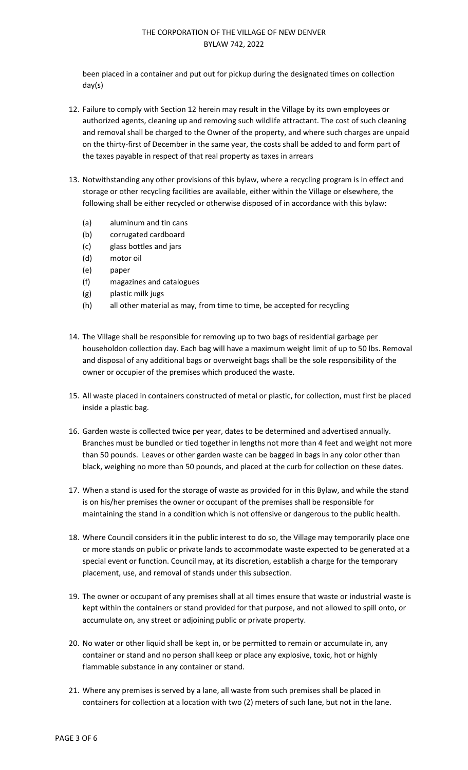been placed in a container and put out for pickup during the designated times on collection day(s)

12. Failure to comply with Section 12 herein may result in the Village by its own employees or authorized agents, cleaning up and removing such wildlife attractant. The cost of such cleaning and removal shall be charged to the Owner of the property, and where such charges are unpaid on the thirty-first of December in the same year, the costs shall be added to and form part of the taxes payable in respect of that real property as taxes in arrears

13. Notwithstanding any other provisions of this bylaw, where a recycling program is in effect and storage or other recycling facilities are available, either within the Village or elsewhere, the following shall be either recycled or otherwise disposed of in accordance with this bylaw:

    (a) aluminum and tin cans
    (b) corrugated cardboard
    (c) glass bottles and jars
    (d) motor oil
    (e) paper
    (f) magazines and catalogues
    (g) plastic milk jugs
    (h) all other material as may, from time to time, be accepted for recycling

14. The Village shall be responsible for removing up to two bags of residential garbage per householdon collection day. Each bag will have a maximum weight limit of up to 50 lbs. Removal and disposal of any additional bags or overweight bags shall be the sole responsibility of the owner or occupier of the premises which produced the waste.

15. All waste placed in containers constructed of metal or plastic, for collection, must first be placed inside a plastic bag.

16. Garden waste is collected twice per year, dates to be determined and advertised annually. Branches must be bundled or tied together in lengths not more than 4 feet and weight not more than 50 pounds. Leaves or other garden waste can be bagged in bags in any color other than black, weighing no more than 50 pounds, and placed at the curb for collection on these dates.

17. When a stand is used for the storage of waste as provided for in this Bylaw, and while the stand is on his/her premises the owner or occupant of the premises shall be responsible for maintaining the stand in a condition which is not offensive or dangerous to the public health.

18. Where Council considers it in the public interest to do so, the Village may temporarily place one or more stands on public or private lands to accommodate waste expected to be generated at a special event or function. Council may, at its discretion, establish a charge for the temporary placement, use, and removal of stands under this subsection.

19. The owner or occupant of any premises shall at all times ensure that waste or industrial waste is kept within the containers or stand provided for that purpose, and not allowed to spill onto, or accumulate on, any street or adjoining public or private property.

20. No water or other liquid shall be kept in, or be permitted to remain or accumulate in, any container or stand and no person shall keep or place any explosive, toxic, hot or highly flammable substance in any container or stand.

21. Where any premises is served by a lane, all waste from such premises shall be placed in containers for collection at a location with two (2) meters of such lane, but not in the lane.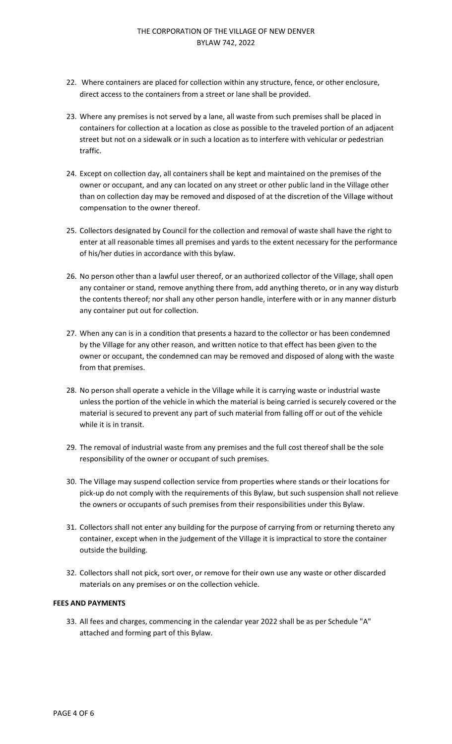22. Where containers are placed for collection within any structure, fence, or other enclosure, direct access to the containers from a street or lane shall be provided.

23. Where any premises is not served by a lane, all waste from such premises shall be placed in containers for collection at a location as close as possible to the traveled portion of an adjacent street but not on a sidewalk or in such a location as to interfere with vehicular or pedestrian traffic.

24. Except on collection day, all containers shall be kept and maintained on the premises of the owner or occupant, and any can located on any street or other public land in the Village other than on collection day may be removed and disposed of at the discretion of the Village without compensation to the owner thereof.

25. Collectors designated by Council for the collection and removal of waste shall have the right to enter at all reasonable times all premises and yards to the extent necessary for the performance of his/her duties in accordance with this bylaw.

26. No person other than a lawful user thereof, or an authorized collector of the Village, shall open any container or stand, remove anything there from, add anything thereto, or in any way disturb the contents thereof; nor shall any other person handle, interfere with or in any manner disturb any container put out for collection.

27. When any can is in a condition that presents a hazard to the collector or has been condemned by the Village for any other reason, and written notice to that effect has been given to the owner or occupant, the condemned can may be removed and disposed of along with the waste from that premises.

28. No person shall operate a vehicle in the Village while it is carrying waste or industrial waste unless the portion of the vehicle in which the material is being carried is securely covered or the material is secured to prevent any part of such material from falling off or out of the vehicle while it is in transit.

29. The removal of industrial waste from any premises and the full cost thereof shall be the sole responsibility of the owner or occupant of such premises.

30. The Village may suspend collection service from properties where stands or their locations for pick-up do not comply with the requirements of this Bylaw, but such suspension shall not relieve the owners or occupants of such premises from their responsibilities under this Bylaw.

31. Collectors shall not enter any building for the purpose of carrying from or returning thereto any container, except when in the judgement of the Village it is impractical to store the container outside the building.

32. Collectors shall not pick, sort over, or remove for their own use any waste or other discarded materials on any premises or on the collection vehicle.

**FEES AND PAYMENTS**

33. All fees and charges, commencing in the calendar year 2022 shall be as per Schedule "A" attached and forming part of this Bylaw.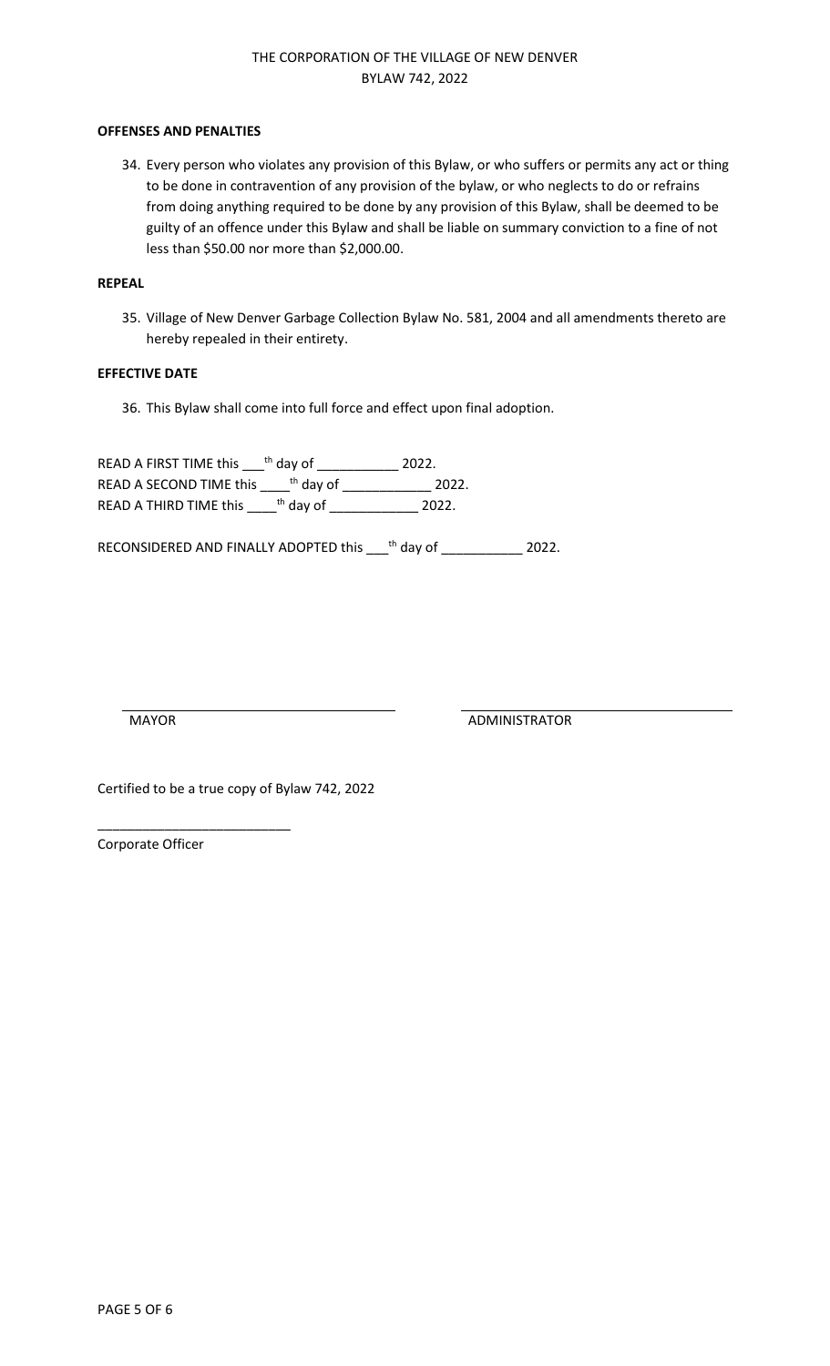**OFFENSES AND PENALTIES**

34. Every person who violates any provision of this Bylaw, or who suffers or permits any act or thing to be done in contravention of any provision of the bylaw, or who neglects to do or refrains from doing anything required to be done by any provision of this Bylaw, shall be deemed to be guilty of an offence under this Bylaw and shall be liable on summary conviction to a fine of not less than $50.00 nor more than $2,000.00.

**REPEAL**

35. Village of New Denver Garbage Collection Bylaw No. 581, 2004 and all amendments thereto are hereby repealed in their entirety.

**EFFECTIVE DATE**

36. This Bylaw shall come into full force and effect upon final adoption.

READ A FIRST TIME this ___th day of ___________ 2022.
READ A SECOND TIME this ____th day of ____________ 2022.
READ A THIRD TIME this ____th day of ____________ 2022.

RECONSIDERED AND FINALLY ADOPTED this ___th day of ___________ 2022.

MAYOR

ADMINISTRATOR

Certified to be a true copy of Bylaw 742, 2022

_________________________
Corporate Officer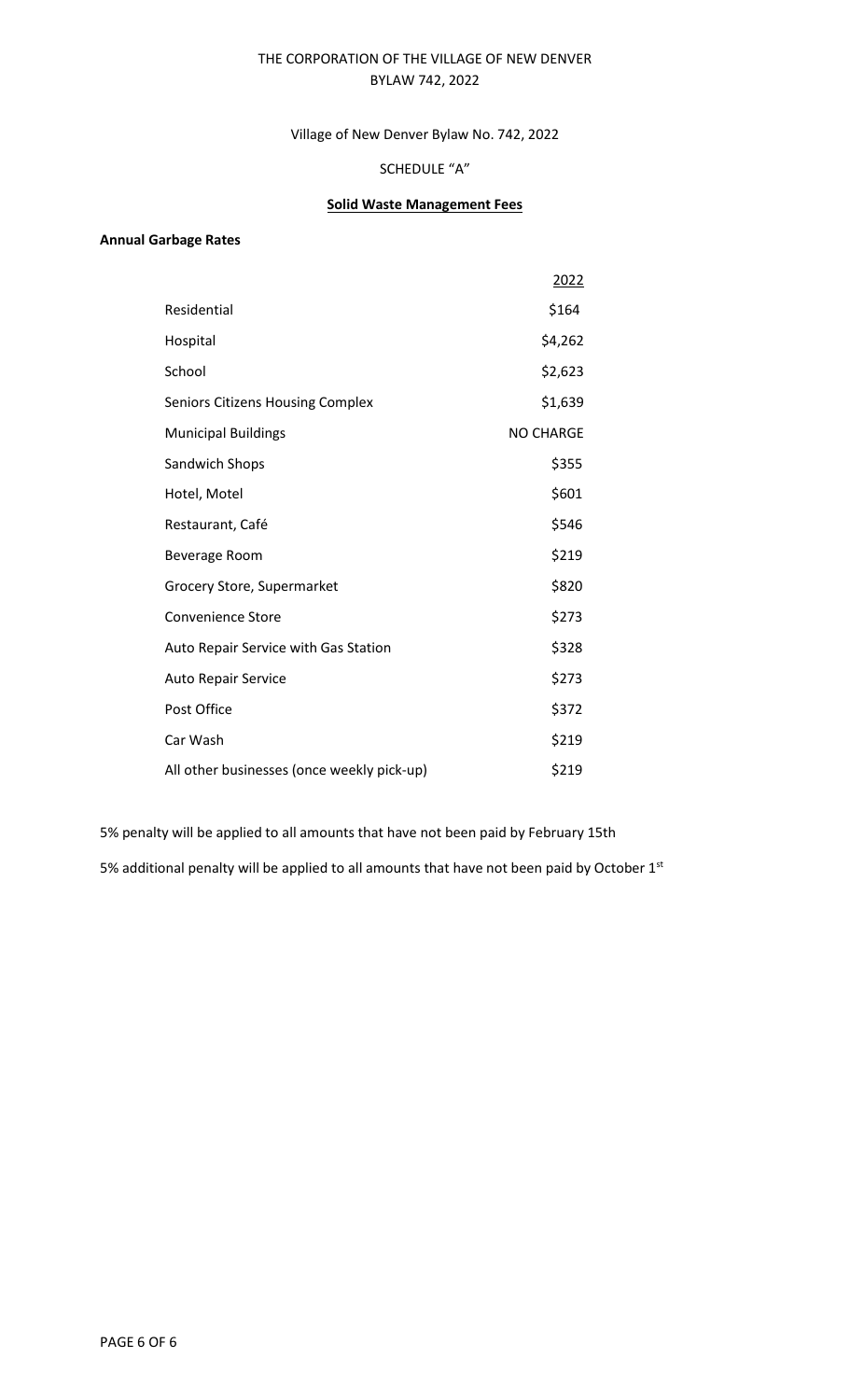Village of New Denver Bylaw No. 742, 2022

SCHEDULE "A"

## Solid Waste Management Fees

**Annual Garbage Rates**

| | 2022 |
|---|---|
| Residential | $164 |
| Hospital | $4,262 |
| School | $2,623 |
| Seniors Citizens Housing Complex | $1,639 |
| Municipal Buildings | NO CHARGE |
| Sandwich Shops | $355 |
| Hotel, Motel | $601 |
| Restaurant, Café | $546 |
| Beverage Room | $219 |
| Grocery Store, Supermarket | $820 |
| Convenience Store | $273 |
| Auto Repair Service with Gas Station | $328 |
| Auto Repair Service | $273 |
| Post Office | $372 |
| Car Wash | $219 |
| All other businesses (once weekly pick-up) | $219 |

5% penalty will be applied to all amounts that have not been paid by February 15th

5% additional penalty will be applied to all amounts that have not been paid by October 1st